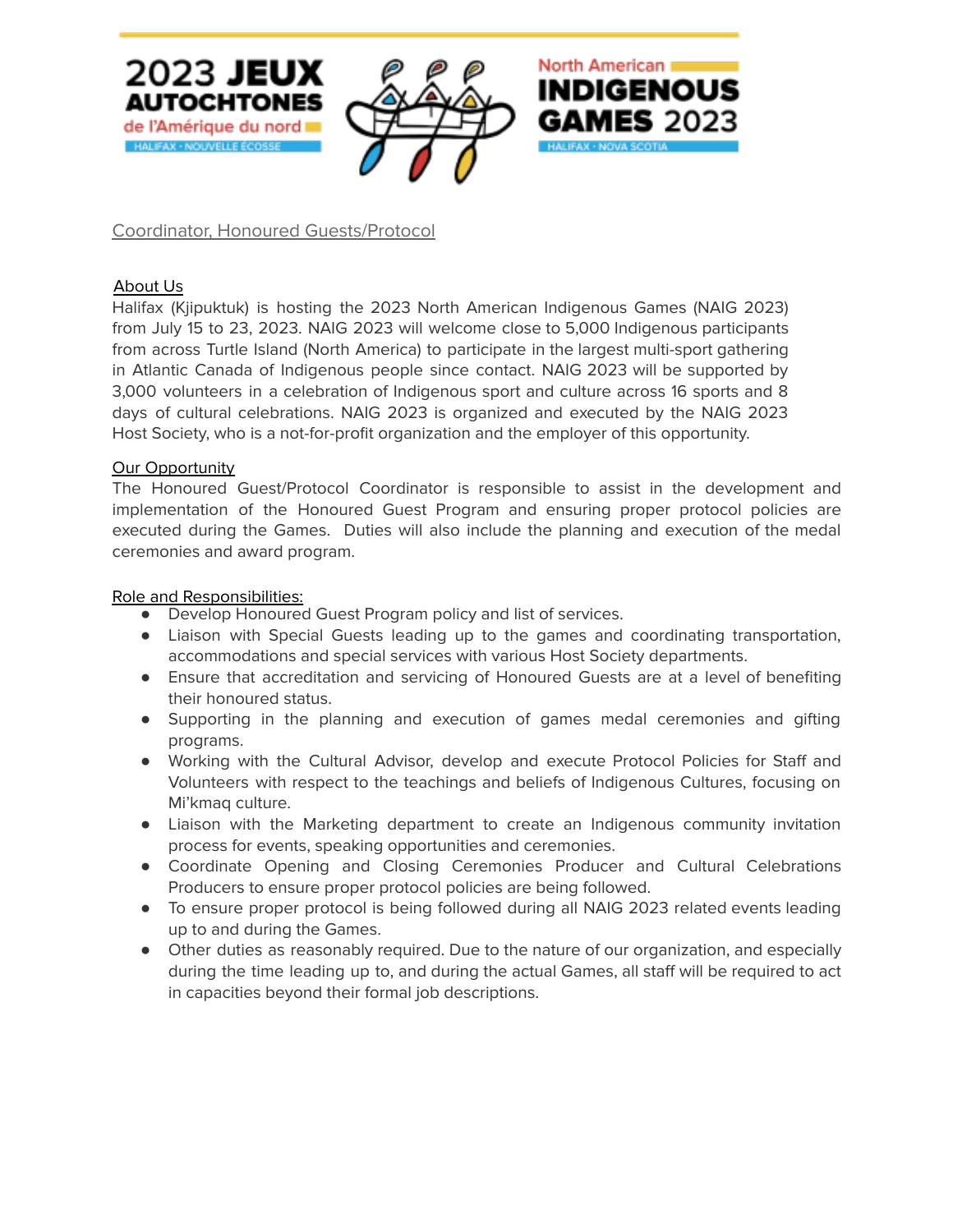2023 JEUX AUTOCHTONES de l'Amérique du nord — HALIFAX · NOUVELLE ÉCOSSE

North American INDIGENOUS GAMES 2023 — HALIFAX · NOVA SCOTIA

# Coordinator, Honoured Guests/Protocol

## About Us

Halifax (Kjipuktuk) is hosting the 2023 North American Indigenous Games (NAIG 2023) from July 15 to 23, 2023. NAIG 2023 will welcome close to 5,000 Indigenous participants from across Turtle Island (North America) to participate in the largest multi-sport gathering in Atlantic Canada of Indigenous people since contact. NAIG 2023 will be supported by 3,000 volunteers in a celebration of Indigenous sport and culture across 16 sports and 8 days of cultural celebrations. NAIG 2023 is organized and executed by the NAIG 2023 Host Society, who is a not-for-profit organization and the employer of this opportunity.

## Our Opportunity

The Honoured Guest/Protocol Coordinator is responsible to assist in the development and implementation of the Honoured Guest Program and ensuring proper protocol policies are executed during the Games. Duties will also include the planning and execution of the medal ceremonies and award program.

## Role and Responsibilities:

- Develop Honoured Guest Program policy and list of services.
- Liaison with Special Guests leading up to the games and coordinating transportation, accommodations and special services with various Host Society departments.
- Ensure that accreditation and servicing of Honoured Guests are at a level of benefiting their honoured status.
- Supporting in the planning and execution of games medal ceremonies and gifting programs.
- Working with the Cultural Advisor, develop and execute Protocol Policies for Staff and Volunteers with respect to the teachings and beliefs of Indigenous Cultures, focusing on Mi'kmaq culture.
- Liaison with the Marketing department to create an Indigenous community invitation process for events, speaking opportunities and ceremonies.
- Coordinate Opening and Closing Ceremonies Producer and Cultural Celebrations Producers to ensure proper protocol policies are being followed.
- To ensure proper protocol is being followed during all NAIG 2023 related events leading up to and during the Games.
- Other duties as reasonably required. Due to the nature of our organization, and especially during the time leading up to, and during the actual Games, all staff will be required to act in capacities beyond their formal job descriptions.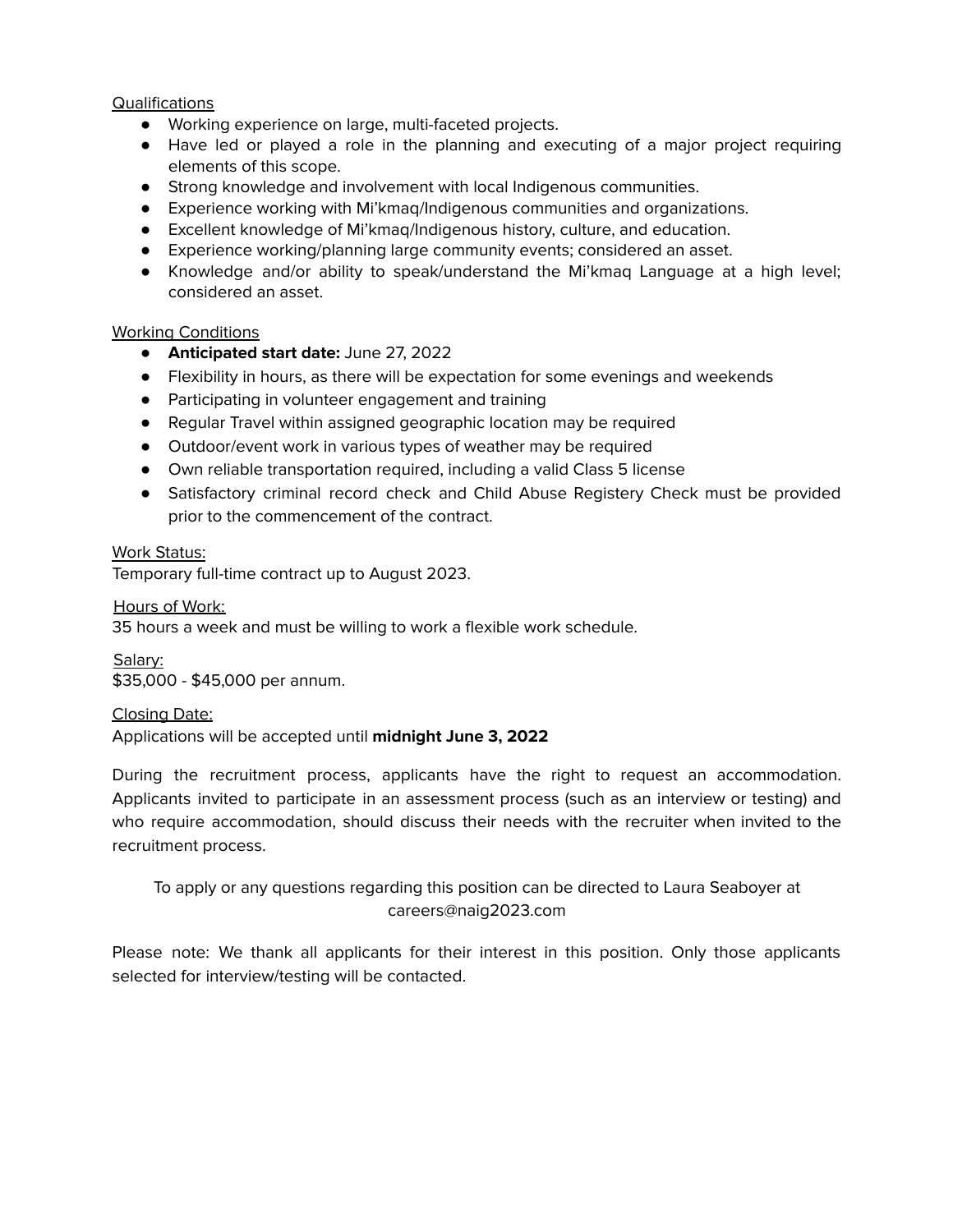Qualifications

- Working experience on large, multi-faceted projects.
- Have led or played a role in the planning and executing of a major project requiring elements of this scope.
- Strong knowledge and involvement with local Indigenous communities.
- Experience working with Mi'kmaq/Indigenous communities and organizations.
- Excellent knowledge of Mi'kmaq/Indigenous history, culture, and education.
- Experience working/planning large community events; considered an asset.
- Knowledge and/or ability to speak/understand the Mi'kmaq Language at a high level; considered an asset.

Working Conditions

- **Anticipated start date:** June 27, 2022
- Flexibility in hours, as there will be expectation for some evenings and weekends
- Participating in volunteer engagement and training
- Regular Travel within assigned geographic location may be required
- Outdoor/event work in various types of weather may be required
- Own reliable transportation required, including a valid Class 5 license
- Satisfactory criminal record check and Child Abuse Registery Check must be provided prior to the commencement of the contract.

Work Status:

Temporary full-time contract up to August 2023.

Hours of Work:

35 hours a week and must be willing to work a flexible work schedule.

Salary:

$35,000 - $45,000 per annum.

Closing Date:

Applications will be accepted until **midnight June 3, 2022**

During the recruitment process, applicants have the right to request an accommodation. Applicants invited to participate in an assessment process (such as an interview or testing) and who require accommodation, should discuss their needs with the recruiter when invited to the recruitment process.

To apply or any questions regarding this position can be directed to Laura Seaboyer at careers@naig2023.com

Please note: We thank all applicants for their interest in this position. Only those applicants selected for interview/testing will be contacted.